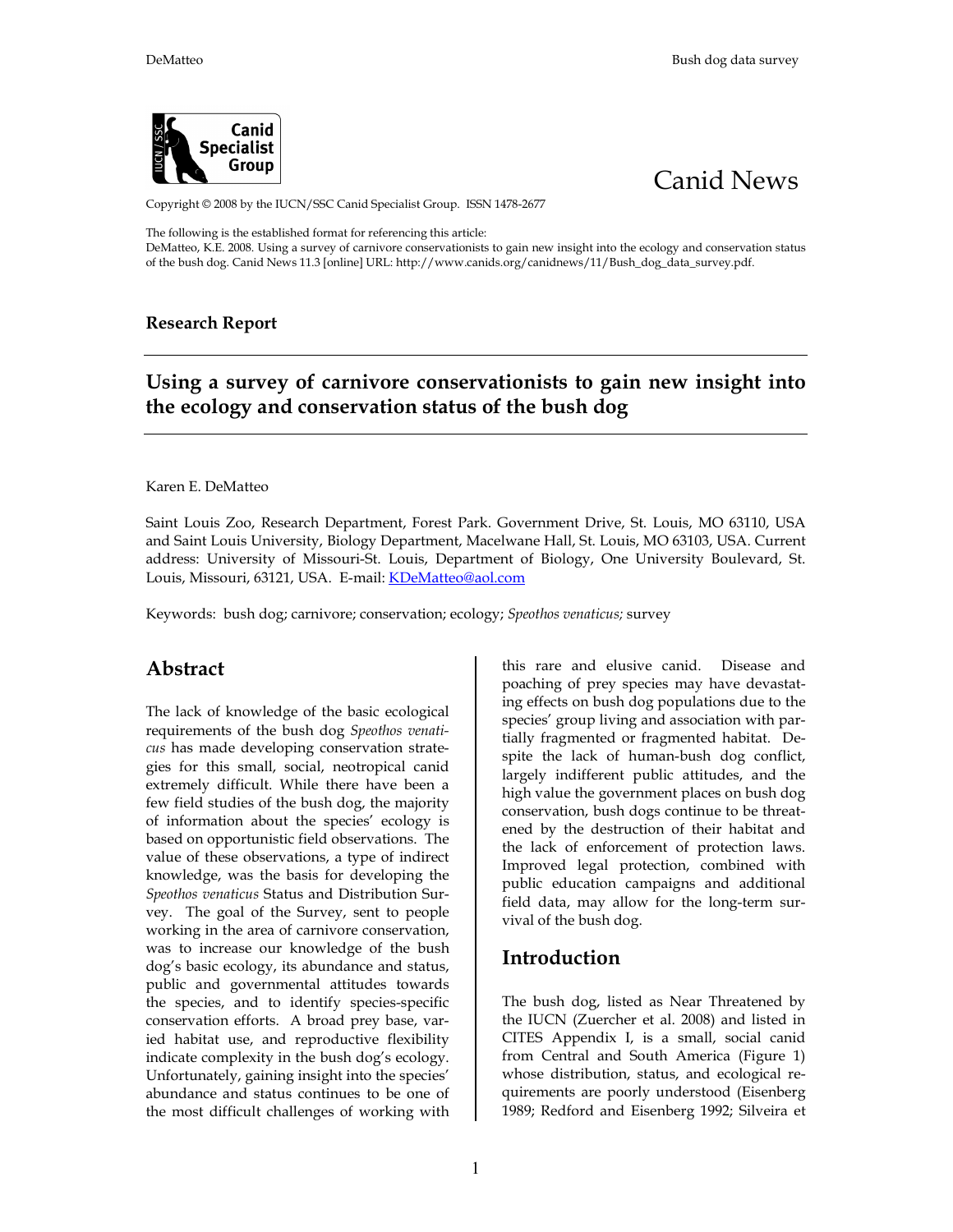Canid News

Copyright © 2008 by the IUCN/SSC Canid Specialist Group. ISSN 1478-2677

The following is the established format for referencing this article:
DeMatteo, K.E. 2008. Using a survey of carnivore conservationists to gain new insight into the ecology and conservation status of the bush dog. Canid News 11.3 [online] URL: http://www.canids.org/canidnews/11/Bush_dog_data_survey.pdf.

**Research Report**

# Using a survey of carnivore conservationists to gain new insight into the ecology and conservation status of the bush dog

Karen E. DeMatteo

Saint Louis Zoo, Research Department, Forest Park. Government Drive, St. Louis, MO 63110, USA and Saint Louis University, Biology Department, Macelwane Hall, St. Louis, MO 63103, USA. Current address: University of Missouri-St. Louis, Department of Biology, One University Boulevard, St. Louis, Missouri, 63121, USA. E-mail: KDeMatteo@aol.com

Keywords: bush dog; carnivore; conservation; ecology; *Speothos venaticus;* survey

## Abstract

The lack of knowledge of the basic ecological requirements of the bush dog *Speothos venaticus* has made developing conservation strategies for this small, social, neotropical canid extremely difficult. While there have been a few field studies of the bush dog, the majority of information about the species' ecology is based on opportunistic field observations. The value of these observations, a type of indirect knowledge, was the basis for developing the *Speothos venaticus* Status and Distribution Survey. The goal of the Survey, sent to people working in the area of carnivore conservation, was to increase our knowledge of the bush dog's basic ecology, its abundance and status, public and governmental attitudes towards the species, and to identify species-specific conservation efforts. A broad prey base, varied habitat use, and reproductive flexibility indicate complexity in the bush dog's ecology. Unfortunately, gaining insight into the species' abundance and status continues to be one of the most difficult challenges of working with this rare and elusive canid. Disease and poaching of prey species may have devastating effects on bush dog populations due to the species' group living and association with partially fragmented or fragmented habitat. Despite the lack of human-bush dog conflict, largely indifferent public attitudes, and the high value the government places on bush dog conservation, bush dogs continue to be threatened by the destruction of their habitat and the lack of enforcement of protection laws. Improved legal protection, combined with public education campaigns and additional field data, may allow for the long-term survival of the bush dog.

## Introduction

The bush dog, listed as Near Threatened by the IUCN (Zuercher et al. 2008) and listed in CITES Appendix I, is a small, social canid from Central and South America (Figure 1) whose distribution, status, and ecological requirements are poorly understood (Eisenberg 1989; Redford and Eisenberg 1992; Silveira et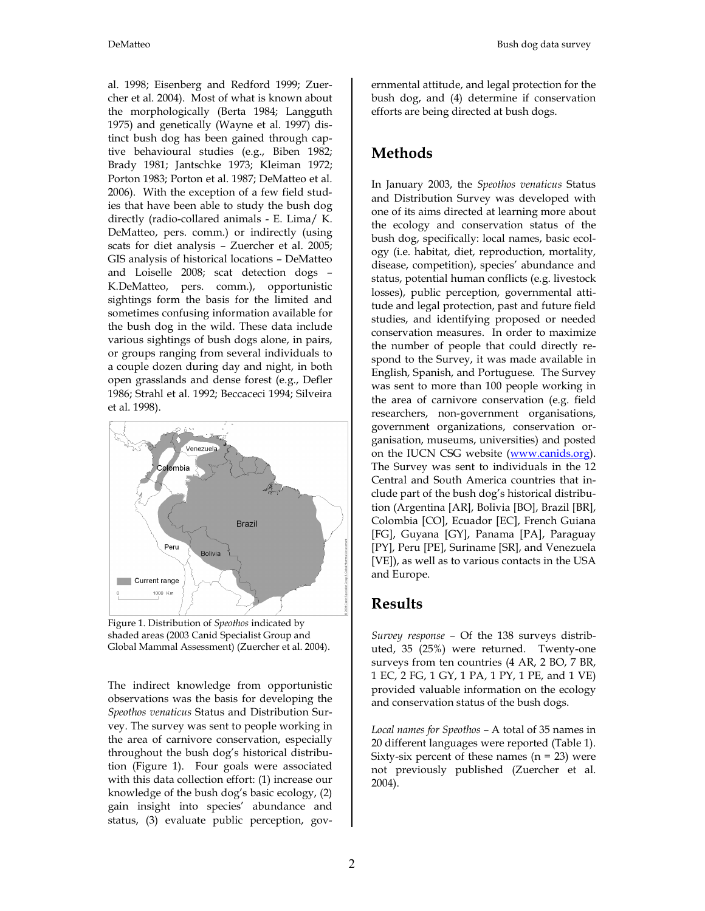al. 1998; Eisenberg and Redford 1999; Zuercher et al. 2004). Most of what is known about the morphologically (Berta 1984; Langguth 1975) and genetically (Wayne et al. 1997) distinct bush dog has been gained through captive behavioural studies (e.g., Biben 1982; Brady 1981; Jantschke 1973; Kleiman 1972; Porton 1983; Porton et al. 1987; DeMatteo et al. 2006). With the exception of a few field studies that have been able to study the bush dog directly (radio-collared animals - E. Lima/ K. DeMatteo, pers. comm.) or indirectly (using scats for diet analysis – Zuercher et al. 2005; GIS analysis of historical locations – DeMatteo and Loiselle 2008; scat detection dogs – K.DeMatteo, pers. comm.), opportunistic sightings form the basis for the limited and sometimes confusing information available for the bush dog in the wild. These data include various sightings of bush dogs alone, in pairs, or groups ranging from several individuals to a couple dozen during day and night, in both open grasslands and dense forest (e.g., Defler 1986; Strahl et al. 1992; Beccaceci 1994; Silveira et al. 1998).

Figure 1. Distribution of *Speothos* indicated by shaded areas (2003 Canid Specialist Group and Global Mammal Assessment) (Zuercher et al. 2004).

The indirect knowledge from opportunistic observations was the basis for developing the *Speothos venaticus* Status and Distribution Survey. The survey was sent to people working in the area of carnivore conservation, especially throughout the bush dog's historical distribution (Figure 1). Four goals were associated with this data collection effort: (1) increase our knowledge of the bush dog's basic ecology, (2) gain insight into species' abundance and status, (3) evaluate public perception, governmental attitude, and legal protection for the bush dog, and (4) determine if conservation efforts are being directed at bush dogs.

## Methods

In January 2003, the *Speothos venaticus* Status and Distribution Survey was developed with one of its aims directed at learning more about the ecology and conservation status of the bush dog, specifically: local names, basic ecology (i.e. habitat, diet, reproduction, mortality, disease, competition), species' abundance and status, potential human conflicts (e.g. livestock losses), public perception, governmental attitude and legal protection, past and future field studies, and identifying proposed or needed conservation measures. In order to maximize the number of people that could directly respond to the Survey, it was made available in English, Spanish, and Portuguese. The Survey was sent to more than 100 people working in the area of carnivore conservation (e.g. field researchers, non-government organisations, government organizations, conservation organisation, museums, universities) and posted on the IUCN CSG website (www.canids.org). The Survey was sent to individuals in the 12 Central and South America countries that include part of the bush dog's historical distribution (Argentina [AR], Bolivia [BO], Brazil [BR], Colombia [CO], Ecuador [EC], French Guiana [FG], Guyana [GY], Panama [PA], Paraguay [PY], Peru [PE], Suriname [SR], and Venezuela [VE]), as well as to various contacts in the USA and Europe.

## Results

*Survey response* – Of the 138 surveys distributed, 35 (25%) were returned. Twenty-one surveys from ten countries (4 AR, 2 BO, 7 BR, 1 EC, 2 FG, 1 GY, 1 PA, 1 PY, 1 PE, and 1 VE) provided valuable information on the ecology and conservation status of the bush dogs.

*Local names for Speothos* – A total of 35 names in 20 different languages were reported (Table 1). Sixty-six percent of these names (n = 23) were not previously published (Zuercher et al. 2004).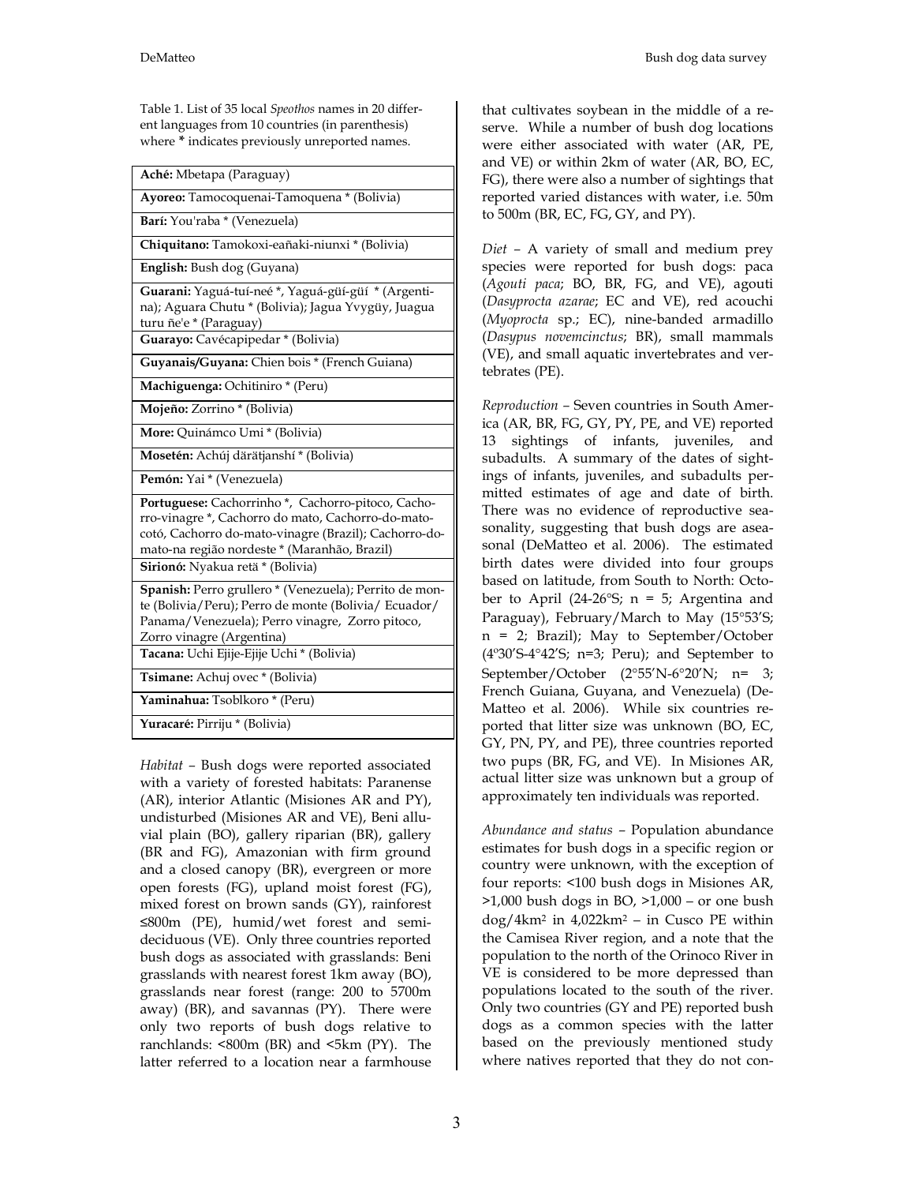Table 1. List of 35 local *Speothos* names in 20 different languages from 10 countries (in parenthesis) where **\*** indicates previously unreported names.

| |
|---|
| **Aché:** Mbetapa (Paraguay) |
| **Ayoreo:** Tamocoquenai-Tamoquena * (Bolivia) |
| **Barí:** You'raba * (Venezuela) |
| **Chiquitano:** Tamokoxi-eañaki-niunxi * (Bolivia) |
| **English:** Bush dog (Guyana) |
| **Guarani:** Yaguá-tuí-neé *, Yaguá-güí-güí * (Argentina); Aguara Chutu * (Bolivia); Jagua Yvygüy, Juagua turu ñe'e * (Paraguay) |
| **Guarayo:** Cavécapipedar * (Bolivia) |
| **Guyanais/Guyana:** Chien bois * (French Guiana) |
| **Machiguenga:** Ochitiniro * (Peru) |
| **Mojeño:** Zorrino * (Bolivia) |
| **More:** Quinámco Umi * (Bolivia) |
| **Mosetén:** Achúj därätjanshí * (Bolivia) |
| **Pemón:** Yai * (Venezuela) |
| **Portuguese:** Cachorrinho *, Cachorro-pitoco, Cachorro-vinagre *, Cachorro do mato, Cachorro-do-mato-cotó, Cachorro do-mato-vinagre (Brazil); Cachorro-do-mato-na região nordeste * (Maranhão, Brazil) |
| **Sirionó:** Nyakua retä * (Bolivia) |
| **Spanish:** Perro grullero * (Venezuela); Perrito de monte (Bolivia/Peru); Perro de monte (Bolivia/ Ecuador/ Panama/Venezuela); Perro vinagre, Zorro pitoco, Zorro vinagre (Argentina) |
| **Tacana:** Uchi Ejije-Ejije Uchi * (Bolivia) |
| **Tsimane:** Achuj ovec * (Bolivia) |
| **Yaminahua:** Tsoblkoro * (Peru) |
| **Yuracaré:** Pirriju * (Bolivia) |

*Habitat* – Bush dogs were reported associated with a variety of forested habitats: Paranense (AR), interior Atlantic (Misiones AR and PY), undisturbed (Misiones AR and VE), Beni alluvial plain (BO), gallery riparian (BR), gallery (BR and FG), Amazonian with firm ground and a closed canopy (BR), evergreen or more open forests (FG), upland moist forest (FG), mixed forest on brown sands (GY), rainforest ≤800m (PE), humid/wet forest and semi-deciduous (VE). Only three countries reported bush dogs as associated with grasslands: Beni grasslands with nearest forest 1km away (BO), grasslands near forest (range: 200 to 5700m away) (BR), and savannas (PY). There were only two reports of bush dogs relative to ranchlands: <800m (BR) and <5km (PY). The latter referred to a location near a farmhouse that cultivates soybean in the middle of a reserve. While a number of bush dog locations were either associated with water (AR, PE, and VE) or within 2km of water (AR, BO, EC, FG), there were also a number of sightings that reported varied distances with water, i.e. 50m to 500m (BR, EC, FG, GY, and PY).

*Diet* – A variety of small and medium prey species were reported for bush dogs: paca (*Agouti paca*; BO, BR, FG, and VE), agouti (*Dasyprocta azarae*; EC and VE), red acouchi (*Myoprocta* sp.; EC), nine-banded armadillo (*Dasypus novemcinctus*; BR), small mammals (VE), and small aquatic invertebrates and vertebrates (PE).

*Reproduction* – Seven countries in South America (AR, BR, FG, GY, PY, PE, and VE) reported 13 sightings of infants, juveniles, and subadults. A summary of the dates of sightings of infants, juveniles, and subadults permitted estimates of age and date of birth. There was no evidence of reproductive seasonality, suggesting that bush dogs are aseasonal (DeMatteo et al. 2006). The estimated birth dates were divided into four groups based on latitude, from South to North: October to April (24-26°S; n = 5; Argentina and Paraguay), February/March to May (15°53'S; n = 2; Brazil); May to September/October (4°30'S-4°42'S; n=3; Peru); and September to September/October (2°55'N-6°20'N; n= 3; French Guiana, Guyana, and Venezuela) (DeMatteo et al. 2006). While six countries reported that litter size was unknown (BO, EC, GY, PN, PY, and PE), three countries reported two pups (BR, FG, and VE). In Misiones AR, actual litter size was unknown but a group of approximately ten individuals was reported.

*Abundance and status* – Population abundance estimates for bush dogs in a specific region or country were unknown, with the exception of four reports: <100 bush dogs in Misiones AR, >1,000 bush dogs in BO, >1,000 – or one bush dog/4km² in 4,022km² – in Cusco PE within the Camisea River region, and a note that the population to the north of the Orinoco River in VE is considered to be more depressed than populations located to the south of the river. Only two countries (GY and PE) reported bush dogs as a common species with the latter based on the previously mentioned study where natives reported that they do not con-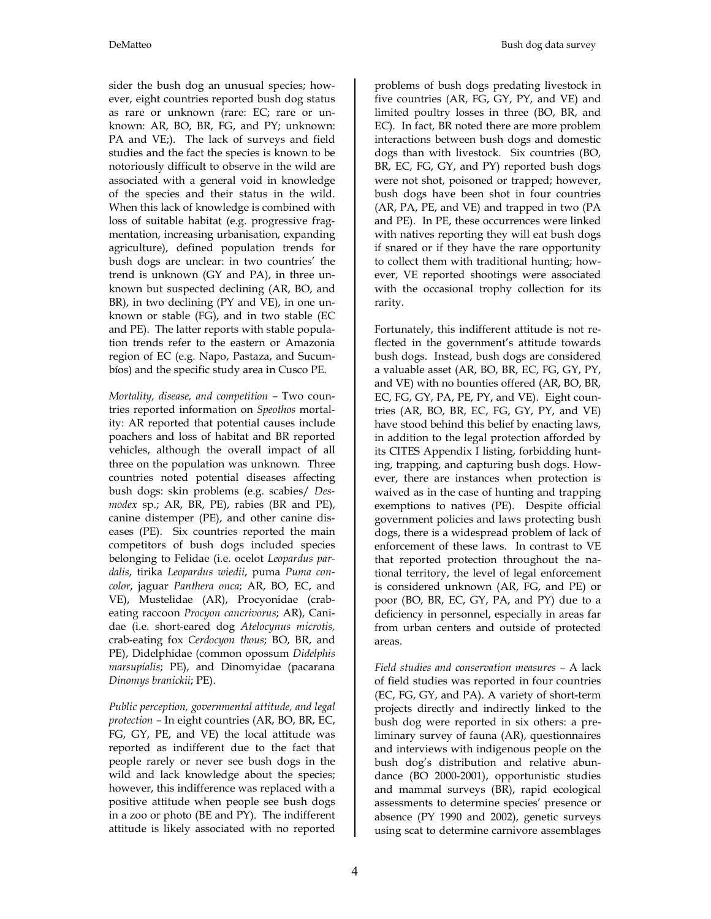sider the bush dog an unusual species; however, eight countries reported bush dog status as rare or unknown (rare: EC; rare or unknown: AR, BO, BR, FG, and PY; unknown: PA and VE;). The lack of surveys and field studies and the fact the species is known to be notoriously difficult to observe in the wild are associated with a general void in knowledge of the species and their status in the wild. When this lack of knowledge is combined with loss of suitable habitat (e.g. progressive fragmentation, increasing urbanisation, expanding agriculture), defined population trends for bush dogs are unclear: in two countries' the trend is unknown (GY and PA), in three unknown but suspected declining (AR, BO, and BR), in two declining (PY and VE), in one unknown or stable (FG), and in two stable (EC and PE). The latter reports with stable population trends refer to the eastern or Amazonia region of EC (e.g. Napo, Pastaza, and Sucumbíos) and the specific study area in Cusco PE.

*Mortality, disease, and competition* – Two countries reported information on *Speothos* mortality: AR reported that potential causes include poachers and loss of habitat and BR reported vehicles, although the overall impact of all three on the population was unknown. Three countries noted potential diseases affecting bush dogs: skin problems (e.g. scabies/ *Desmodex* sp.; AR, BR, PE), rabies (BR and PE), canine distemper (PE), and other canine diseases (PE). Six countries reported the main competitors of bush dogs included species belonging to Felidae (i.e. ocelot *Leopardus pardalis*, tirika *Leopardus wiedii*, puma *Puma concolor*, jaguar *Panthera onca*; AR, BO, EC, and VE), Mustelidae (AR), Procyonidae (crab-eating raccoon *Procyon cancrivorus*; AR), Canidae (i.e. short-eared dog *Atelocynus microtis,* crab-eating fox *Cerdocyon thous*; BO, BR, and PE), Didelphidae (common opossum *Didelphis marsupialis*; PE), and Dinomyidae (pacarana *Dinomys branickii*; PE).

*Public perception, governmental attitude, and legal protection* – In eight countries (AR, BO, BR, EC, FG, GY, PE, and VE) the local attitude was reported as indifferent due to the fact that people rarely or never see bush dogs in the wild and lack knowledge about the species; however, this indifference was replaced with a positive attitude when people see bush dogs in a zoo or photo (BE and PY). The indifferent attitude is likely associated with no reported problems of bush dogs predating livestock in five countries (AR, FG, GY, PY, and VE) and limited poultry losses in three (BO, BR, and EC). In fact, BR noted there are more problem interactions between bush dogs and domestic dogs than with livestock. Six countries (BO, BR, EC, FG, GY, and PY) reported bush dogs were not shot, poisoned or trapped; however, bush dogs have been shot in four countries (AR, PA, PE, and VE) and trapped in two (PA and PE). In PE, these occurrences were linked with natives reporting they will eat bush dogs if snared or if they have the rare opportunity to collect them with traditional hunting; however, VE reported shootings were associated with the occasional trophy collection for its rarity.

Fortunately, this indifferent attitude is not reflected in the government's attitude towards bush dogs. Instead, bush dogs are considered a valuable asset (AR, BO, BR, EC, FG, GY, PY, and VE) with no bounties offered (AR, BO, BR, EC, FG, GY, PA, PE, PY, and VE). Eight countries (AR, BO, BR, EC, FG, GY, PY, and VE) have stood behind this belief by enacting laws, in addition to the legal protection afforded by its CITES Appendix I listing, forbidding hunting, trapping, and capturing bush dogs. However, there are instances when protection is waived as in the case of hunting and trapping exemptions to natives (PE). Despite official government policies and laws protecting bush dogs, there is a widespread problem of lack of enforcement of these laws. In contrast to VE that reported protection throughout the national territory, the level of legal enforcement is considered unknown (AR, FG, and PE) or poor (BO, BR, EC, GY, PA, and PY) due to a deficiency in personnel, especially in areas far from urban centers and outside of protected areas.

*Field studies and conservation measures* – A lack of field studies was reported in four countries (EC, FG, GY, and PA). A variety of short-term projects directly and indirectly linked to the bush dog were reported in six others: a preliminary survey of fauna (AR), questionnaires and interviews with indigenous people on the bush dog's distribution and relative abundance (BO 2000-2001), opportunistic studies and mammal surveys (BR), rapid ecological assessments to determine species' presence or absence (PY 1990 and 2002), genetic surveys using scat to determine carnivore assemblages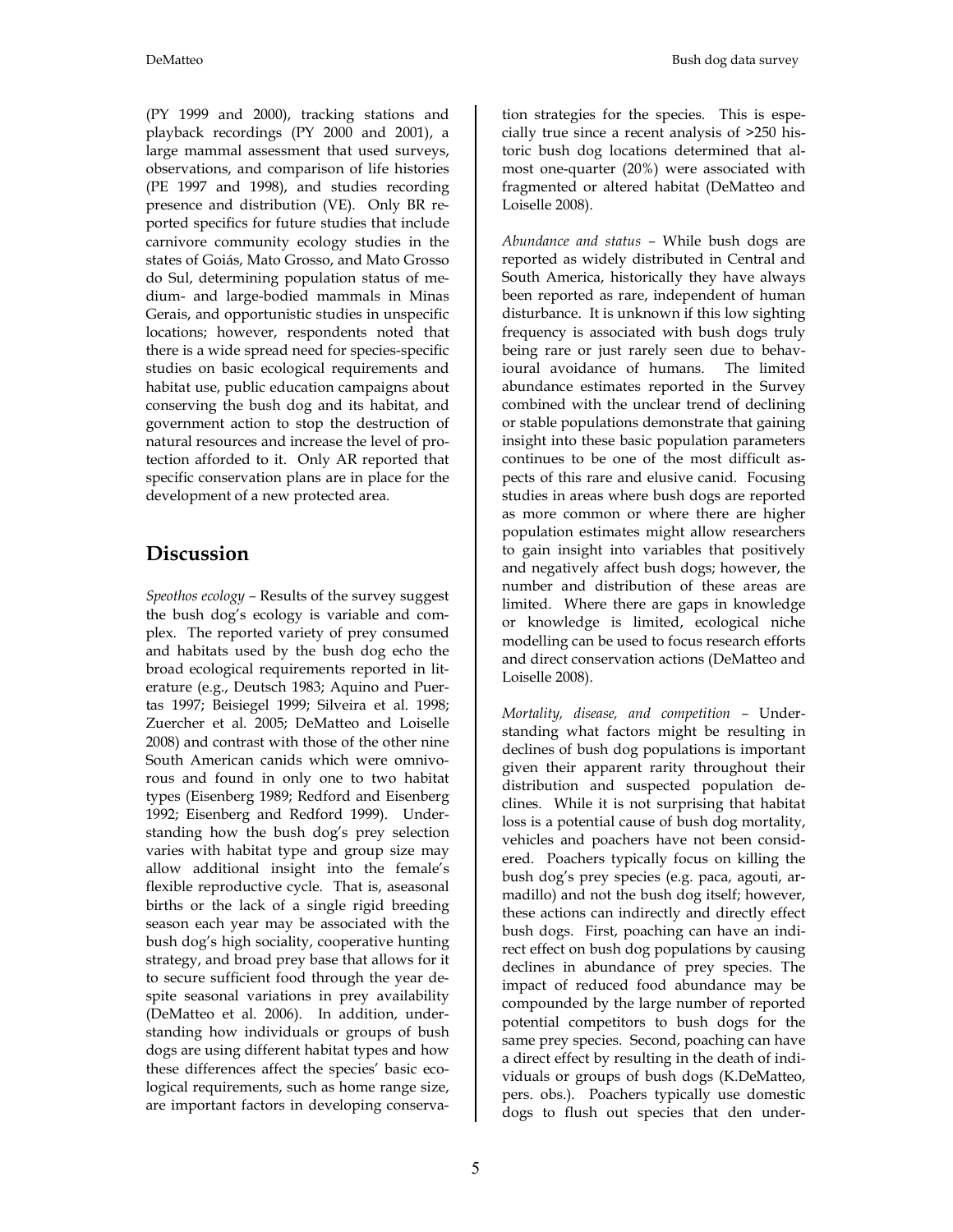(PY 1999 and 2000), tracking stations and playback recordings (PY 2000 and 2001), a large mammal assessment that used surveys, observations, and comparison of life histories (PE 1997 and 1998), and studies recording presence and distribution (VE). Only BR reported specifics for future studies that include carnivore community ecology studies in the states of Goiás, Mato Grosso, and Mato Grosso do Sul, determining population status of medium- and large-bodied mammals in Minas Gerais, and opportunistic studies in unspecific locations; however, respondents noted that there is a wide spread need for species-specific studies on basic ecological requirements and habitat use, public education campaigns about conserving the bush dog and its habitat, and government action to stop the destruction of natural resources and increase the level of protection afforded to it. Only AR reported that specific conservation plans are in place for the development of a new protected area.

## Discussion

*Speothos ecology* – Results of the survey suggest the bush dog's ecology is variable and complex. The reported variety of prey consumed and habitats used by the bush dog echo the broad ecological requirements reported in literature (e.g., Deutsch 1983; Aquino and Puertas 1997; Beisiegel 1999; Silveira et al. 1998; Zuercher et al. 2005; DeMatteo and Loiselle 2008) and contrast with those of the other nine South American canids which were omnivorous and found in only one to two habitat types (Eisenberg 1989; Redford and Eisenberg 1992; Eisenberg and Redford 1999). Understanding how the bush dog's prey selection varies with habitat type and group size may allow additional insight into the female's flexible reproductive cycle. That is, aseasonal births or the lack of a single rigid breeding season each year may be associated with the bush dog's high sociality, cooperative hunting strategy, and broad prey base that allows for it to secure sufficient food through the year despite seasonal variations in prey availability (DeMatteo et al. 2006). In addition, understanding how individuals or groups of bush dogs are using different habitat types and how these differences affect the species' basic ecological requirements, such as home range size, are important factors in developing conservation strategies for the species. This is especially true since a recent analysis of >250 historic bush dog locations determined that almost one-quarter (20%) were associated with fragmented or altered habitat (DeMatteo and Loiselle 2008).

*Abundance and status* – While bush dogs are reported as widely distributed in Central and South America, historically they have always been reported as rare, independent of human disturbance. It is unknown if this low sighting frequency is associated with bush dogs truly being rare or just rarely seen due to behavioural avoidance of humans. The limited abundance estimates reported in the Survey combined with the unclear trend of declining or stable populations demonstrate that gaining insight into these basic population parameters continues to be one of the most difficult aspects of this rare and elusive canid. Focusing studies in areas where bush dogs are reported as more common or where there are higher population estimates might allow researchers to gain insight into variables that positively and negatively affect bush dogs; however, the number and distribution of these areas are limited. Where there are gaps in knowledge or knowledge is limited, ecological niche modelling can be used to focus research efforts and direct conservation actions (DeMatteo and Loiselle 2008).

*Mortality, disease, and competition* – Understanding what factors might be resulting in declines of bush dog populations is important given their apparent rarity throughout their distribution and suspected population declines. While it is not surprising that habitat loss is a potential cause of bush dog mortality, vehicles and poachers have not been considered. Poachers typically focus on killing the bush dog's prey species (e.g. paca, agouti, armadillo) and not the bush dog itself; however, these actions can indirectly and directly effect bush dogs. First, poaching can have an indirect effect on bush dog populations by causing declines in abundance of prey species. The impact of reduced food abundance may be compounded by the large number of reported potential competitors to bush dogs for the same prey species. Second, poaching can have a direct effect by resulting in the death of individuals or groups of bush dogs (K.DeMatteo, pers. obs.). Poachers typically use domestic dogs to flush out species that den under-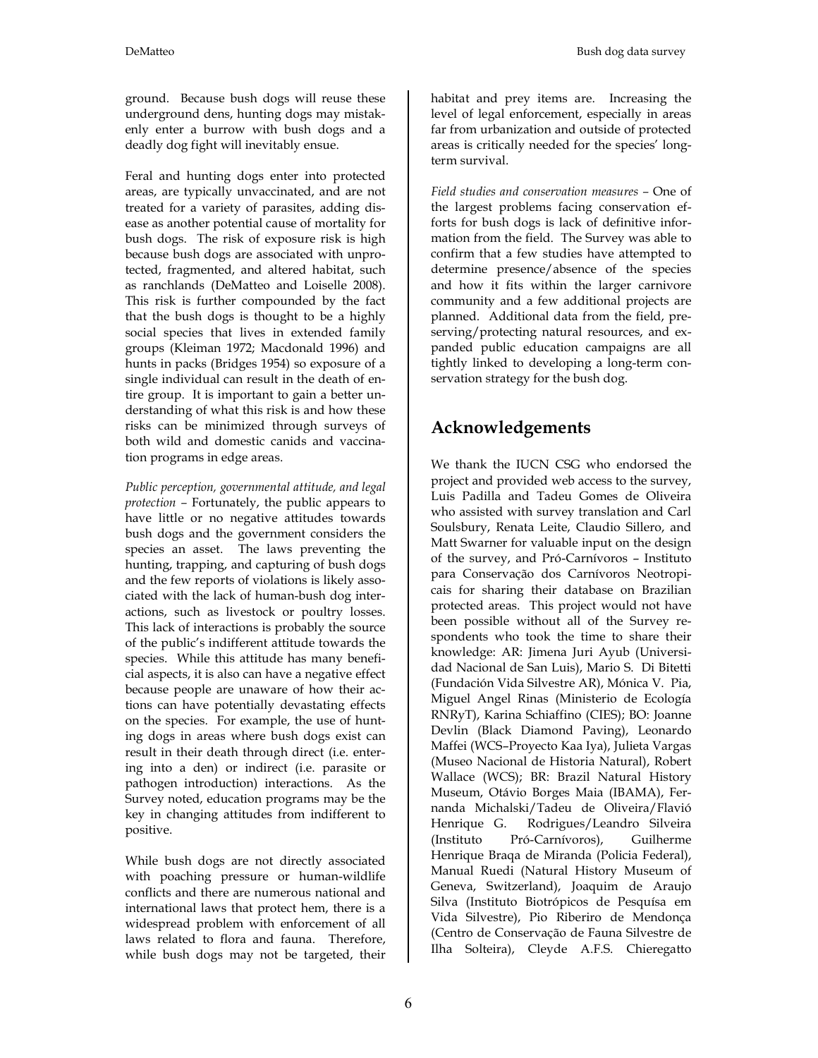ground. Because bush dogs will reuse these underground dens, hunting dogs may mistakenly enter a burrow with bush dogs and a deadly dog fight will inevitably ensue.

Feral and hunting dogs enter into protected areas, are typically unvaccinated, and are not treated for a variety of parasites, adding disease as another potential cause of mortality for bush dogs. The risk of exposure risk is high because bush dogs are associated with unprotected, fragmented, and altered habitat, such as ranchlands (DeMatteo and Loiselle 2008). This risk is further compounded by the fact that the bush dogs is thought to be a highly social species that lives in extended family groups (Kleiman 1972; Macdonald 1996) and hunts in packs (Bridges 1954) so exposure of a single individual can result in the death of entire group. It is important to gain a better understanding of what this risk is and how these risks can be minimized through surveys of both wild and domestic canids and vaccination programs in edge areas.

*Public perception, governmental attitude, and legal protection* – Fortunately, the public appears to have little or no negative attitudes towards bush dogs and the government considers the species an asset. The laws preventing the hunting, trapping, and capturing of bush dogs and the few reports of violations is likely associated with the lack of human-bush dog interactions, such as livestock or poultry losses. This lack of interactions is probably the source of the public's indifferent attitude towards the species. While this attitude has many beneficial aspects, it is also can have a negative effect because people are unaware of how their actions can have potentially devastating effects on the species. For example, the use of hunting dogs in areas where bush dogs exist can result in their death through direct (i.e. entering into a den) or indirect (i.e. parasite or pathogen introduction) interactions. As the Survey noted, education programs may be the key in changing attitudes from indifferent to positive.

While bush dogs are not directly associated with poaching pressure or human-wildlife conflicts and there are numerous national and international laws that protect hem, there is a widespread problem with enforcement of all laws related to flora and fauna. Therefore, while bush dogs may not be targeted, their habitat and prey items are. Increasing the level of legal enforcement, especially in areas far from urbanization and outside of protected areas is critically needed for the species' long-term survival.

*Field studies and conservation measures* – One of the largest problems facing conservation efforts for bush dogs is lack of definitive information from the field. The Survey was able to confirm that a few studies have attempted to determine presence/absence of the species and how it fits within the larger carnivore community and a few additional projects are planned. Additional data from the field, preserving/protecting natural resources, and expanded public education campaigns are all tightly linked to developing a long-term conservation strategy for the bush dog.

## Acknowledgements

We thank the IUCN CSG who endorsed the project and provided web access to the survey, Luis Padilla and Tadeu Gomes de Oliveira who assisted with survey translation and Carl Soulsbury, Renata Leite, Claudio Sillero, and Matt Swarner for valuable input on the design of the survey, and Pró-Carnívoros – Instituto para Conservação dos Carnívoros Neotropicais for sharing their database on Brazilian protected areas. This project would not have been possible without all of the Survey respondents who took the time to share their knowledge: AR: Jimena Juri Ayub (Universidad Nacional de San Luis), Mario S. Di Bitetti (Fundación Vida Silvestre AR), Mónica V. Pia, Miguel Angel Rinas (Ministerio de Ecología RNRyT), Karina Schiaffino (CIES); BO: Joanne Devlin (Black Diamond Paving), Leonardo Maffei (WCS–Proyecto Kaa Iya), Julieta Vargas (Museo Nacional de Historia Natural), Robert Wallace (WCS); BR: Brazil Natural History Museum, Otávio Borges Maia (IBAMA), Fernanda Michalski/Tadeu de Oliveira/Flavió Henrique G. Rodrigues/Leandro Silveira (Instituto Pró-Carnívoros), Guilherme Henrique Braqa de Miranda (Policia Federal), Manual Ruedi (Natural History Museum of Geneva, Switzerland), Joaquim de Araujo Silva (Instituto Biotrópicos de Pesquísa em Vida Silvestre), Pio Riberiro de Mendonça (Centro de Conservação de Fauna Silvestre de Ilha Solteira), Cleyde A.F.S. Chieregatto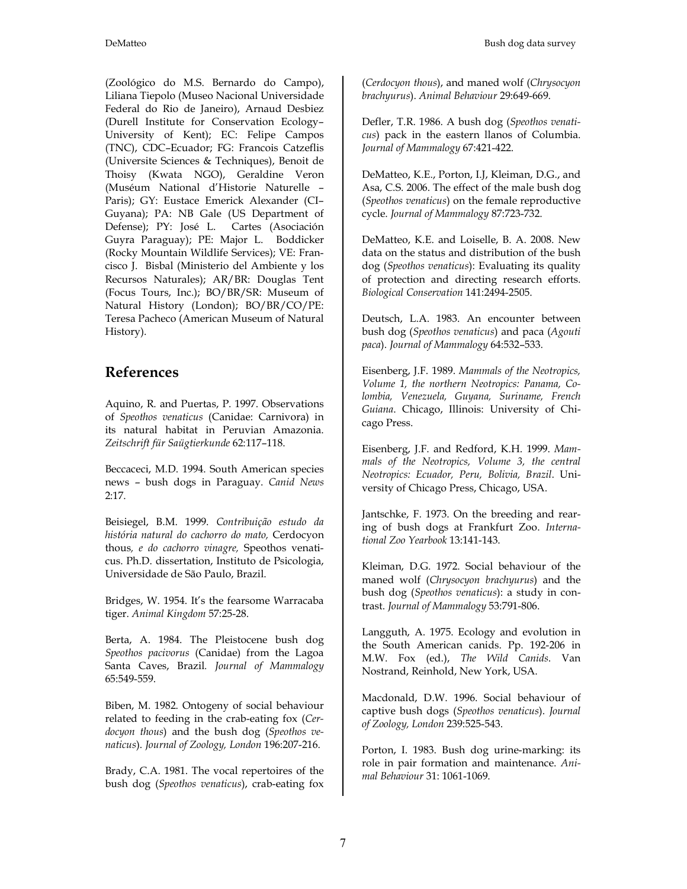(Zoológico do M.S. Bernardo do Campo), Liliana Tiepolo (Museo Nacional Universidade Federal do Rio de Janeiro), Arnaud Desbiez (Durell Institute for Conservation Ecology–University of Kent); EC: Felipe Campos (TNC), CDC–Ecuador; FG: Francois Catzeflis (Universite Sciences & Techniques), Benoit de Thoisy (Kwata NGO), Geraldine Veron (Muséum National d'Historie Naturelle – Paris); GY: Eustace Emerick Alexander (CI–Guyana); PA: NB Gale (US Department of Defense); PY: José L. Cartes (Asociación Guyra Paraguay); PE: Major L. Boddicker (Rocky Mountain Wildlife Services); VE: Francisco J. Bisbal (Ministerio del Ambiente y los Recursos Naturales); AR/BR: Douglas Tent (Focus Tours, Inc.); BO/BR/SR: Museum of Natural History (London); BO/BR/CO/PE: Teresa Pacheco (American Museum of Natural History).

## References

Aquino, R. and Puertas, P. 1997. Observations of *Speothos venaticus* (Canidae: Carnivora) in its natural habitat in Peruvian Amazonia. *Zeitschrift für Saügtierkunde* 62:117–118.

Beccaceci, M.D. 1994. South American species news – bush dogs in Paraguay. *Canid News* 2:17.

Beisiegel, B.M. 1999. *Contribuição estudo da história natural do cachorro do mato,* Cerdocyon thous*, e do cachorro vinagre,* Speothos venaticus. Ph.D. dissertation, Instituto de Psicologia, Universidade de São Paulo, Brazil.

Bridges, W. 1954. It's the fearsome Warracaba tiger. *Animal Kingdom* 57:25-28.

Berta, A. 1984. The Pleistocene bush dog *Speothos pacivorus* (Canidae) from the Lagoa Santa Caves, Brazil. *Journal of Mammalogy* 65:549-559.

Biben, M. 1982. Ontogeny of social behaviour related to feeding in the crab-eating fox (*Cerdocyon thous*) and the bush dog (*Speothos venaticus*). *Journal of Zoology, London* 196:207-216.

Brady, C.A. 1981. The vocal repertoires of the bush dog (*Speothos venaticus*), crab-eating fox (*Cerdocyon thous*), and maned wolf (*Chrysocyon brachyurus*). *Animal Behaviour* 29:649-669.

Defler, T.R. 1986. A bush dog (*Speothos venaticus*) pack in the eastern llanos of Columbia. *Journal of Mammalogy* 67:421-422.

DeMatteo, K.E., Porton, I.J, Kleiman, D.G., and Asa, C.S. 2006. The effect of the male bush dog (*Speothos venaticus*) on the female reproductive cycle. *Journal of Mammalogy* 87:723-732.

DeMatteo, K.E. and Loiselle, B. A. 2008. New data on the status and distribution of the bush dog (*Speothos venaticus*): Evaluating its quality of protection and directing research efforts. *Biological Conservation* 141:2494-2505.

Deutsch, L.A. 1983. An encounter between bush dog (*Speothos venaticus*) and paca (*Agouti paca*). *Journal of Mammalogy* 64:532–533.

Eisenberg, J.F. 1989. *Mammals of the Neotropics, Volume 1, the northern Neotropics: Panama, Colombia, Venezuela, Guyana, Suriname, French Guiana*. Chicago, Illinois: University of Chicago Press.

Eisenberg, J.F. and Redford, K.H. 1999. *Mammals of the Neotropics, Volume 3, the central Neotropics: Ecuador, Peru, Bolivia, Brazil*. University of Chicago Press, Chicago, USA.

Jantschke, F. 1973. On the breeding and rearing of bush dogs at Frankfurt Zoo. *International Zoo Yearbook* 13:141-143.

Kleiman, D.G. 1972. Social behaviour of the maned wolf (*Chrysocyon brachyurus*) and the bush dog (*Speothos venaticus*): a study in contrast. *Journal of Mammalogy* 53:791-806.

Langguth, A. 1975. Ecology and evolution in the South American canids. Pp. 192-206 in M.W. Fox (ed.), *The Wild Canids*. Van Nostrand, Reinhold, New York, USA.

Macdonald, D.W. 1996. Social behaviour of captive bush dogs (*Speothos venaticus*). *Journal of Zoology, London* 239:525-543.

Porton, I. 1983. Bush dog urine-marking: its role in pair formation and maintenance. *Animal Behaviour* 31: 1061-1069.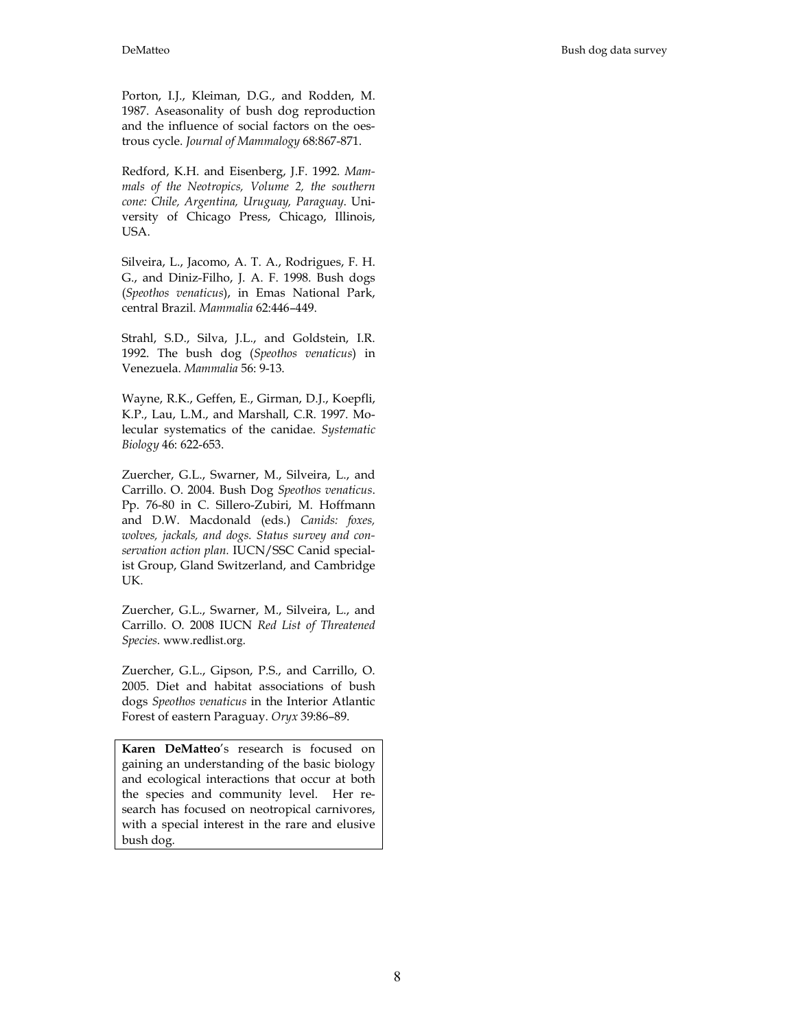Porton, I.J., Kleiman, D.G., and Rodden, M. 1987. Aseasonality of bush dog reproduction and the influence of social factors on the oestrous cycle. *Journal of Mammalogy* 68:867-871.

Redford, K.H. and Eisenberg, J.F. 1992. *Mammals of the Neotropics, Volume 2, the southern cone: Chile, Argentina, Uruguay, Paraguay*. University of Chicago Press, Chicago, Illinois, USA.

Silveira, L., Jacomo, A. T. A., Rodrigues, F. H. G., and Diniz-Filho, J. A. F. 1998. Bush dogs (*Speothos venaticus*), in Emas National Park, central Brazil. *Mammalia* 62:446–449.

Strahl, S.D., Silva, J.L., and Goldstein, I.R. 1992. The bush dog (*Speothos venaticus*) in Venezuela. *Mammalia* 56: 9-13.

Wayne, R.K., Geffen, E., Girman, D.J., Koepfli, K.P., Lau, L.M., and Marshall, C.R. 1997. Molecular systematics of the canidae. *Systematic Biology* 46: 622-653.

Zuercher, G.L., Swarner, M., Silveira, L., and Carrillo. O. 2004. Bush Dog *Speothos venaticus*. Pp. 76-80 in C. Sillero-Zubiri, M. Hoffmann and D.W. Macdonald (eds.) *Canids: foxes, wolves, jackals, and dogs. Status survey and conservation action plan.* IUCN/SSC Canid specialist Group, Gland Switzerland, and Cambridge UK.

Zuercher, G.L., Swarner, M., Silveira, L., and Carrillo. O. 2008 IUCN *Red List of Threatened Species*. www.redlist.org.

Zuercher, G.L., Gipson, P.S., and Carrillo, O. 2005. Diet and habitat associations of bush dogs *Speothos venaticus* in the Interior Atlantic Forest of eastern Paraguay. *Oryx* 39:86–89.

**Karen DeMatteo**'s research is focused on gaining an understanding of the basic biology and ecological interactions that occur at both the species and community level. Her research has focused on neotropical carnivores, with a special interest in the rare and elusive bush dog.